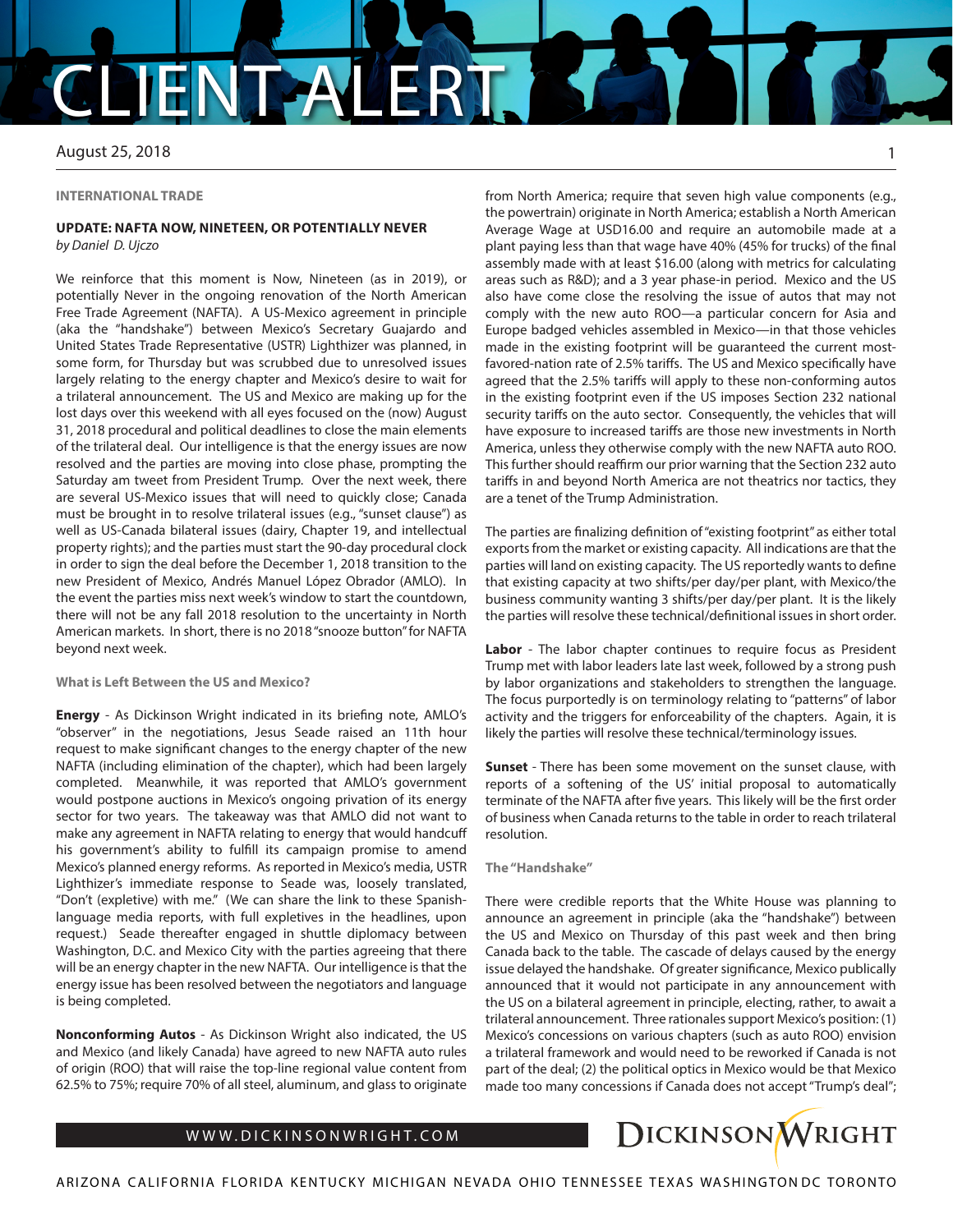INTERNATIONAL TRADE

## UPDATE: NAFTA NOW, NINETEEN, OR POTENTIALLY NEVER

*by Daniel D. Ujczo*

We reinforce that this moment is Now, Nineteen (as in 2019), or potentially Never in the ongoing renovation of the North American Free Trade Agreement (NAFTA). A US-Mexico agreement in principle (aka the "handshake") between Mexico's Secretary Guajardo and United States Trade Representative (USTR) Lighthizer was planned, in some form, for Thursday but was scrubbed due to unresolved issues largely relating to the energy chapter and Mexico's desire to wait for a trilateral announcement. The US and Mexico are making up for the lost days over this weekend with all eyes focused on the (now) August 31, 2018 procedural and political deadlines to close the main elements of the trilateral deal. Our intelligence is that the energy issues are now resolved and the parties are moving into close phase, prompting the Saturday am tweet from President Trump. Over the next week, there are several US-Mexico issues that will need to quickly close; Canada must be brought in to resolve trilateral issues (e.g., "sunset clause") as well as US-Canada bilateral issues (dairy, Chapter 19, and intellectual property rights); and the parties must start the 90-day procedural clock in order to sign the deal before the December 1, 2018 transition to the new President of Mexico, Andrés Manuel López Obrador (AMLO). In the event the parties miss next week's window to start the countdown, there will not be any fall 2018 resolution to the uncertainty in North American markets. In short, there is no 2018 "snooze button" for NAFTA beyond next week.

### What is Left Between the US and Mexico?

**Energy** - As Dickinson Wright indicated in its briefing note, AMLO's "observer" in the negotiations, Jesus Seade raised an 11th hour request to make significant changes to the energy chapter of the new NAFTA (including elimination of the chapter), which had been largely completed. Meanwhile, it was reported that AMLO's government would postpone auctions in Mexico's ongoing privation of its energy sector for two years. The takeaway was that AMLO did not want to make any agreement in NAFTA relating to energy that would handcuff his government's ability to fulfill its campaign promise to amend Mexico's planned energy reforms. As reported in Mexico's media, USTR Lighthizer's immediate response to Seade was, loosely translated, "Don't (expletive) with me." (We can share the link to these Spanish-language media reports, with full expletives in the headlines, upon request.) Seade thereafter engaged in shuttle diplomacy between Washington, D.C. and Mexico City with the parties agreeing that there will be an energy chapter in the new NAFTA. Our intelligence is that the energy issue has been resolved between the negotiators and language is being completed.

**Nonconforming Autos** - As Dickinson Wright also indicated, the US and Mexico (and likely Canada) have agreed to new NAFTA auto rules of origin (ROO) that will raise the top-line regional value content from 62.5% to 75%; require 70% of all steel, aluminum, and glass to originate from North America; require that seven high value components (e.g., the powertrain) originate in North America; establish a North American Average Wage at USD16.00 and require an automobile made at a plant paying less than that wage have 40% (45% for trucks) of the final assembly made with at least $16.00 (along with metrics for calculating areas such as R&D); and a 3 year phase-in period. Mexico and the US also have come close the resolving the issue of autos that may not comply with the new auto ROO—a particular concern for Asia and Europe badged vehicles assembled in Mexico—in that those vehicles made in the existing footprint will be guaranteed the current most-favored-nation rate of 2.5% tariffs. The US and Mexico specifically have agreed that the 2.5% tariffs will apply to these non-conforming autos in the existing footprint even if the US imposes Section 232 national security tariffs on the auto sector. Consequently, the vehicles that will have exposure to increased tariffs are those new investments in North America, unless they otherwise comply with the new NAFTA auto ROO. This further should reaffirm our prior warning that the Section 232 auto tariffs in and beyond North America are not theatrics nor tactics, they are a tenet of the Trump Administration.

The parties are finalizing definition of "existing footprint" as either total exports from the market or existing capacity. All indications are that the parties will land on existing capacity. The US reportedly wants to define that existing capacity at two shifts/per day/per plant, with Mexico/the business community wanting 3 shifts/per day/per plant. It is the likely the parties will resolve these technical/definitional issues in short order.

**Labor** - The labor chapter continues to require focus as President Trump met with labor leaders late last week, followed by a strong push by labor organizations and stakeholders to strengthen the language. The focus purportedly is on terminology relating to "patterns" of labor activity and the triggers for enforceability of the chapters. Again, it is likely the parties will resolve these technical/terminology issues.

**Sunset** - There has been some movement on the sunset clause, with reports of a softening of the US' initial proposal to automatically terminate of the NAFTA after five years. This likely will be the first order of business when Canada returns to the table in order to reach trilateral resolution.

### The "Handshake"

There were credible reports that the White House was planning to announce an agreement in principle (aka the "handshake") between the US and Mexico on Thursday of this past week and then bring Canada back to the table. The cascade of delays caused by the energy issue delayed the handshake. Of greater significance, Mexico publically announced that it would not participate in any announcement with the US on a bilateral agreement in principle, electing, rather, to await a trilateral announcement. Three rationales support Mexico's position: (1) Mexico's concessions on various chapters (such as auto ROO) envision a trilateral framework and would need to be reworked if Canada is not part of the deal; (2) the political optics in Mexico would be that Mexico made too many concessions if Canada does not accept "Trump's deal";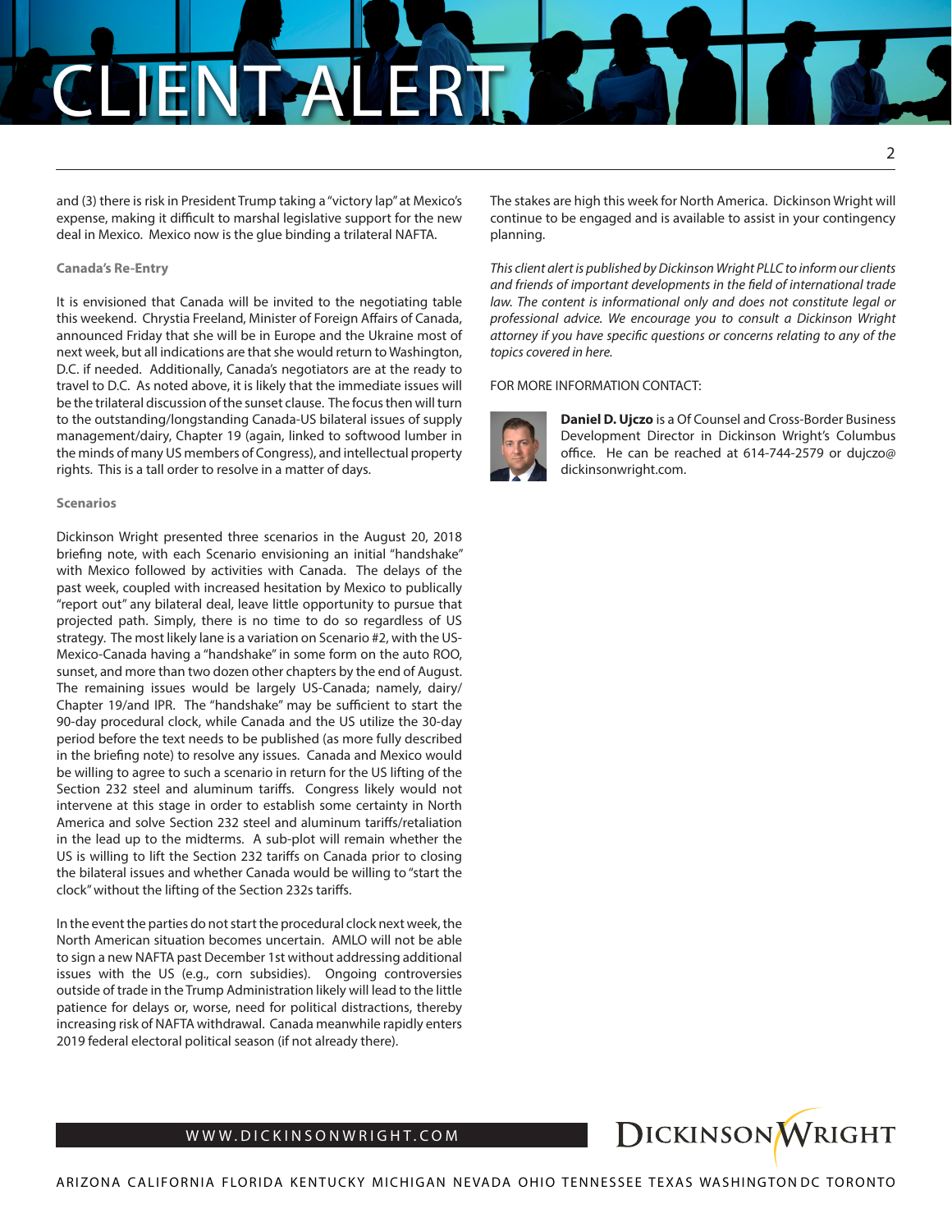and (3) there is risk in President Trump taking a "victory lap" at Mexico's expense, making it difficult to marshal legislative support for the new deal in Mexico. Mexico now is the glue binding a trilateral NAFTA.

### Canada's Re-Entry

It is envisioned that Canada will be invited to the negotiating table this weekend. Chrystia Freeland, Minister of Foreign Affairs of Canada, announced Friday that she will be in Europe and the Ukraine most of next week, but all indications are that she would return to Washington, D.C. if needed. Additionally, Canada's negotiators are at the ready to travel to D.C. As noted above, it is likely that the immediate issues will be the trilateral discussion of the sunset clause. The focus then will turn to the outstanding/longstanding Canada-US bilateral issues of supply management/dairy, Chapter 19 (again, linked to softwood lumber in the minds of many US members of Congress), and intellectual property rights. This is a tall order to resolve in a matter of days.

### Scenarios

Dickinson Wright presented three scenarios in the August 20, 2018 briefing note, with each Scenario envisioning an initial "handshake" with Mexico followed by activities with Canada. The delays of the past week, coupled with increased hesitation by Mexico to publically "report out" any bilateral deal, leave little opportunity to pursue that projected path. Simply, there is no time to do so regardless of US strategy. The most likely lane is a variation on Scenario #2, with the US-Mexico-Canada having a "handshake" in some form on the auto ROO, sunset, and more than two dozen other chapters by the end of August. The remaining issues would be largely US-Canada; namely, dairy/Chapter 19/and IPR. The "handshake" may be sufficient to start the 90-day procedural clock, while Canada and the US utilize the 30-day period before the text needs to be published (as more fully described in the briefing note) to resolve any issues. Canada and Mexico would be willing to agree to such a scenario in return for the US lifting of the Section 232 steel and aluminum tariffs. Congress likely would not intervene at this stage in order to establish some certainty in North America and solve Section 232 steel and aluminum tariffs/retaliation in the lead up to the midterms. A sub-plot will remain whether the US is willing to lift the Section 232 tariffs on Canada prior to closing the bilateral issues and whether Canada would be willing to "start the clock" without the lifting of the Section 232s tariffs.

In the event the parties do not start the procedural clock next week, the North American situation becomes uncertain. AMLO will not be able to sign a new NAFTA past December 1st without addressing additional issues with the US (e.g., corn subsidies). Ongoing controversies outside of trade in the Trump Administration likely will lead to the little patience for delays or, worse, need for political distractions, thereby increasing risk of NAFTA withdrawal. Canada meanwhile rapidly enters 2019 federal electoral political season (if not already there).

The stakes are high this week for North America. Dickinson Wright will continue to be engaged and is available to assist in your contingency planning.

*This client alert is published by Dickinson Wright PLLC to inform our clients and friends of important developments in the field of international trade law. The content is informational only and does not constitute legal or professional advice. We encourage you to consult a Dickinson Wright attorney if you have specific questions or concerns relating to any of the topics covered in here.*

FOR MORE INFORMATION CONTACT:

**Daniel D. Ujczo** is a Of Counsel and Cross-Border Business Development Director in Dickinson Wright's Columbus office. He can be reached at 614-744-2579 or dujczo@dickinsonwright.com.